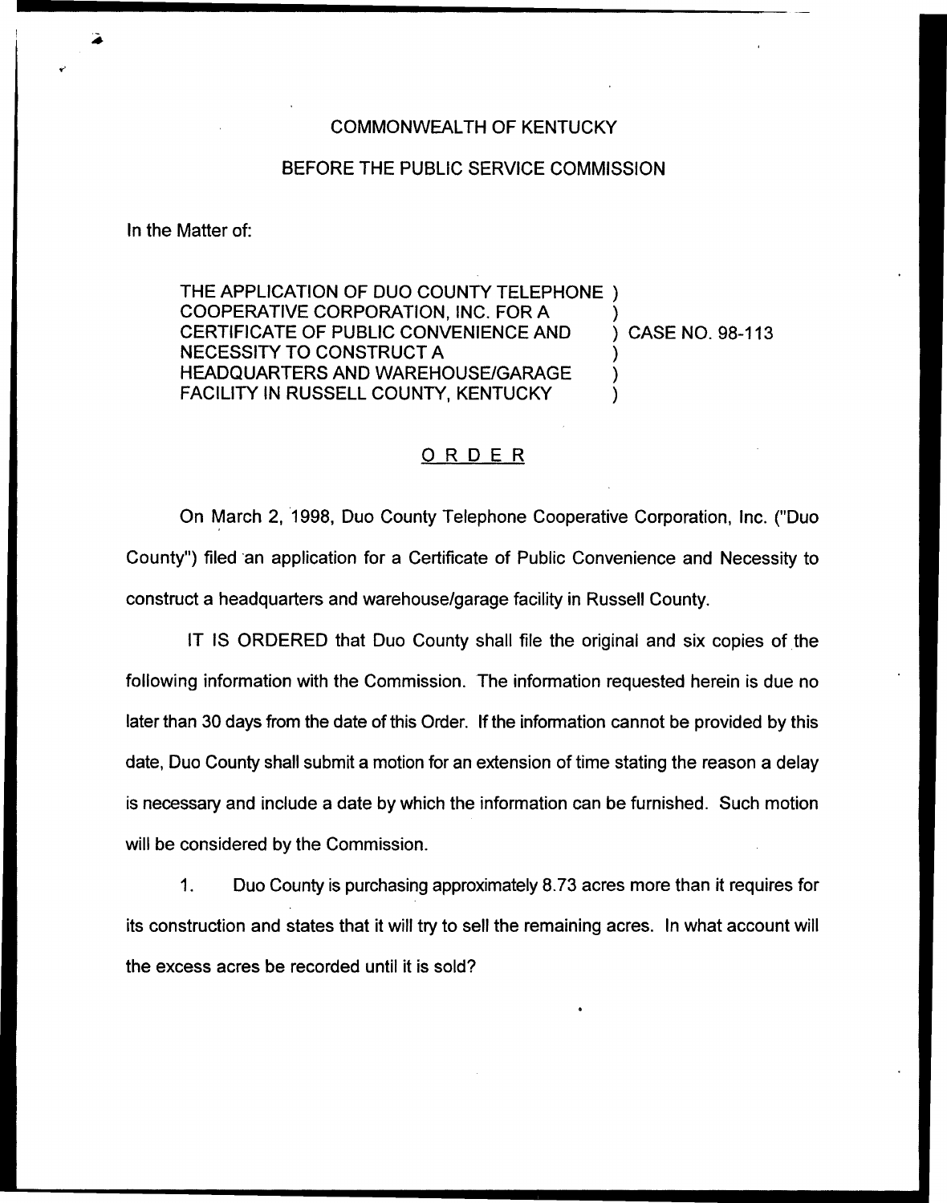COMMONWEALTH OF KENTUCKY

BEFORE THE PUBLIC SERVICE COMMISSION

In the Matter of:

THE APPLICATION OF DUO COUNTY TELEPHONE COOPERATIVE CORPORATION, INC. FOR A CERTIFICATE OF PUBLIC CONVENIENCE AND NECESSITY TO CONSTRUCT A HEADQUARTERS AND WAREHOUSE/GARAGE FACILITY IN RUSSELL COUNTY, KENTUCKY ) CASE NO. 98-113

## ORDER

On March 2, 1998, Duo County Telephone Cooperative Corporation, Inc. ("Duo County") filed an application for a Certificate of Public Convenience and Necessity to construct a headquarters and warehouse/garage facility in Russell County.

IT IS ORDERED that Duo County shall file the original and six copies of the following information with the Commission. The information requested herein is due no later than 30 days from the date of this Order. If the information cannot be provided by this date, Duo County shall submit a motion for an extension of time stating the reason a delay is necessary and include a date by which the information can be furnished. Such motion will be considered by the Commission.

1. Duo County is purchasing approximately 8.73 acres more than it requires for its construction and states that it will try to sell the remaining acres. In what account will the excess acres be recorded until it is sold?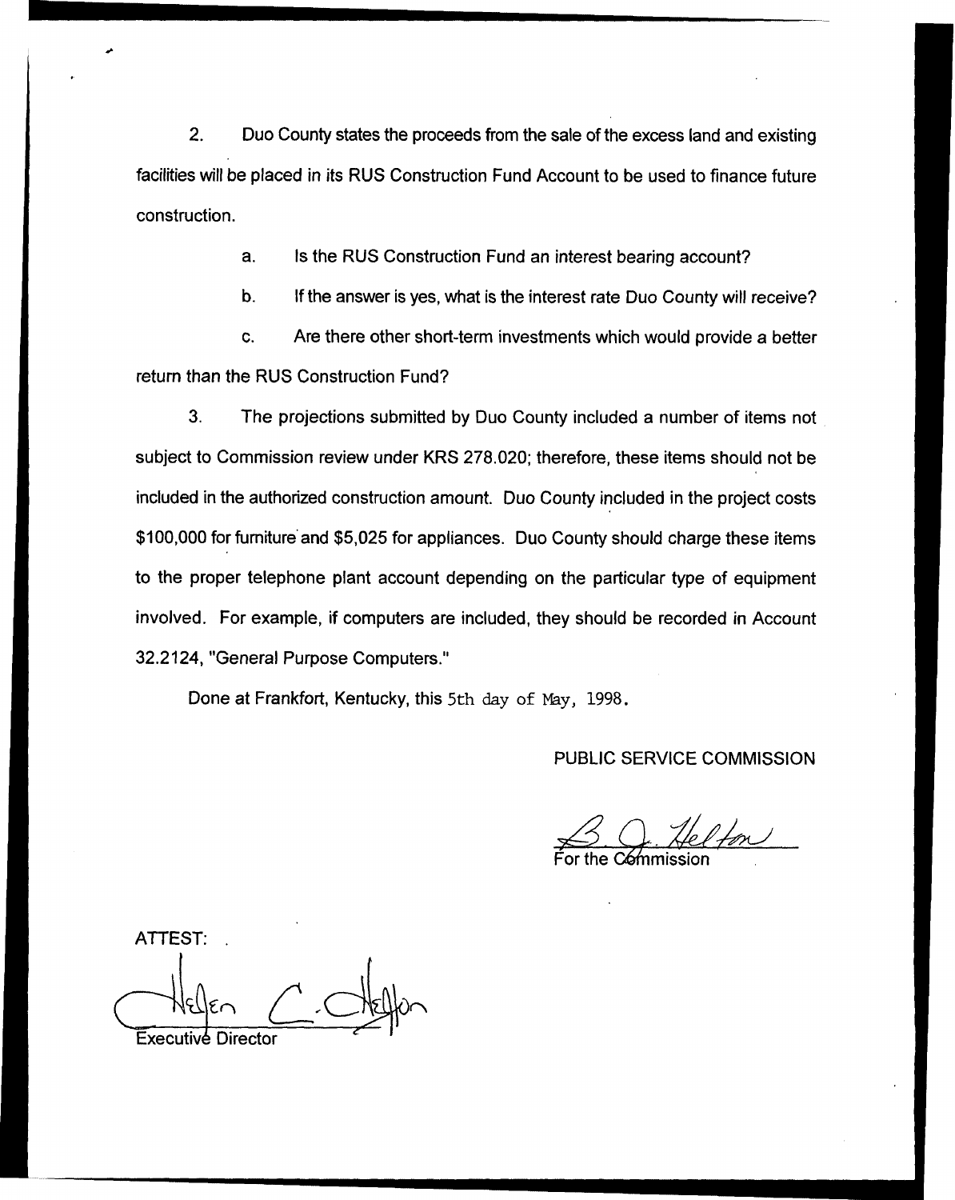2. Duo County states the proceeds from the sale of the excess land and existing facilities will be placed in its RUS Construction Fund Account to be used to finance future construction.

a. Is the RUS Construction Fund an interest bearing account?

b. If the answer is yes, what is the interest rate Duo County will receive?

c. Are there other short-term investments which would provide a better return than the RUS Construction Fund?

3. The projections submitted by Duo County included a number of items not subject to Commission review under KRS 278.020; therefore, these items should not be included in the authorized construction amount. Duo County included in the project costs $100,000 for furniture and $5,025 for appliances. Duo County should charge these items to the proper telephone plant account depending on the particular type of equipment involved. For example, if computers are included, they should be recorded in Account 32.2124, "General Purpose Computers."

Done at Frankfort, Kentucky, this 5th day of May, 1998.

PUBLIC SERVICE COMMISSION

B. J. Helton
For the Commission

ATTEST:

Helen C. Helton
Executive Director